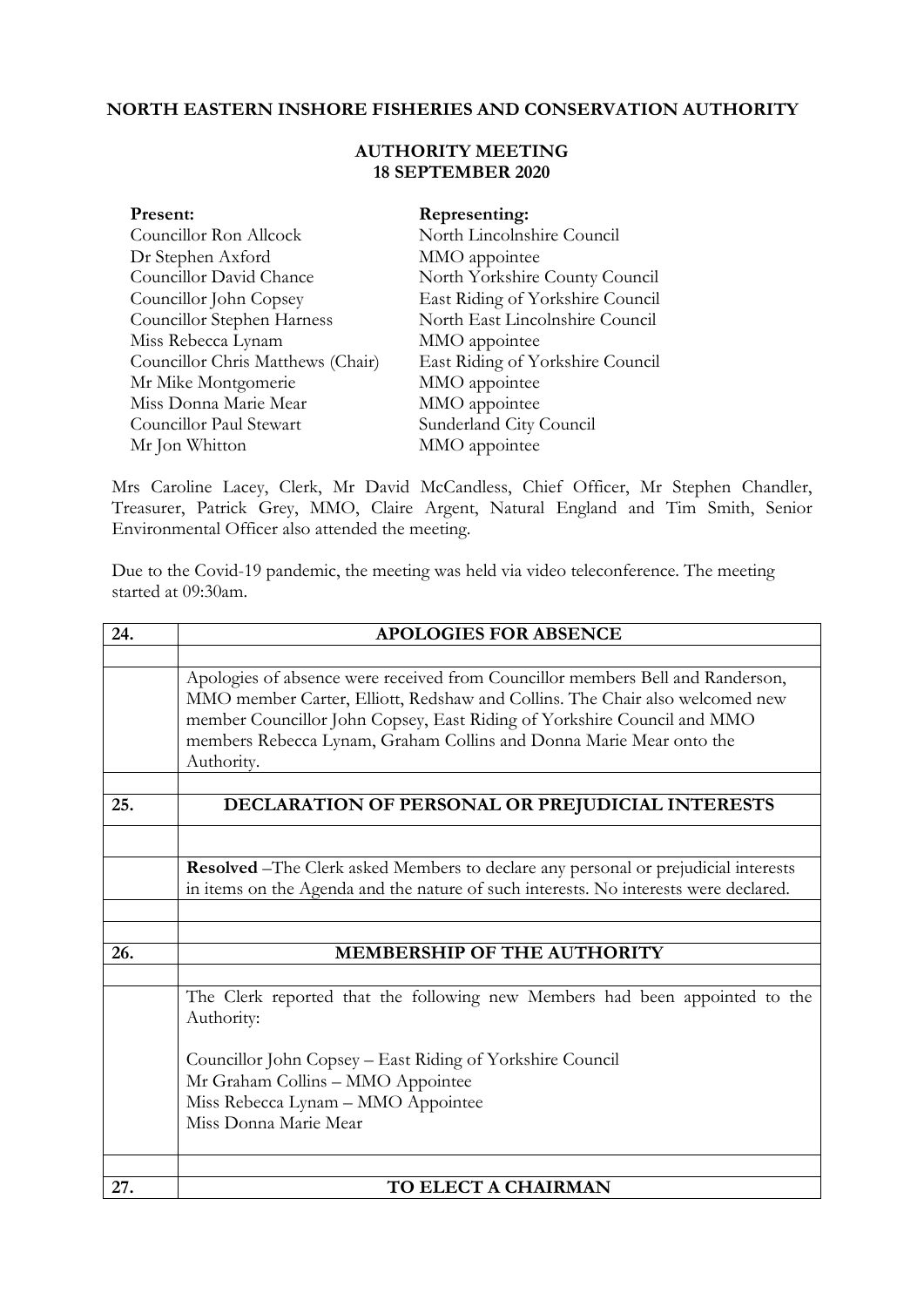# NORTH EASTERN INSHORE FISHERIES AND CONSERVATION AUTHORITY

## AUTHORITY MEETING
## 18 SEPTEMBER 2020

| **Present:** | **Representing:** |
|---|---|
| Councillor Ron Allcock | North Lincolnshire Council |
| Dr Stephen Axford | MMO appointee |
| Councillor David Chance | North Yorkshire County Council |
| Councillor John Copsey | East Riding of Yorkshire Council |
| Councillor Stephen Harness | North East Lincolnshire Council |
| Miss Rebecca Lynam | MMO appointee |
| Councillor Chris Matthews (Chair) | East Riding of Yorkshire Council |
| Mr Mike Montgomerie | MMO appointee |
| Miss Donna Marie Mear | MMO appointee |
| Councillor Paul Stewart | Sunderland City Council |
| Mr Jon Whitton | MMO appointee |

Mrs Caroline Lacey, Clerk, Mr David McCandless, Chief Officer, Mr Stephen Chandler, Treasurer, Patrick Grey, MMO, Claire Argent, Natural England and Tim Smith, Senior Environmental Officer also attended the meeting.

Due to the Covid-19 pandemic, the meeting was held via video teleconference. The meeting started at 09:30am.

| | |
|---|---|
| **24.** | **APOLOGIES FOR ABSENCE** |
| | Apologies of absence were received from Councillor members Bell and Randerson, MMO member Carter, Elliott, Redshaw and Collins. The Chair also welcomed new member Councillor John Copsey, East Riding of Yorkshire Council and MMO members Rebecca Lynam, Graham Collins and Donna Marie Mear onto the Authority. |
| **25.** | **DECLARATION OF PERSONAL OR PREJUDICIAL INTERESTS** |
| | **Resolved** –The Clerk asked Members to declare any personal or prejudicial interests in items on the Agenda and the nature of such interests. No interests were declared. |
| **26.** | **MEMBERSHIP OF THE AUTHORITY** |
| | The Clerk reported that the following new Members had been appointed to the Authority:<br><br>Councillor John Copsey – East Riding of Yorkshire Council<br>Mr Graham Collins – MMO Appointee<br>Miss Rebecca Lynam – MMO Appointee<br>Miss Donna Marie Mear |
| **27.** | **TO ELECT A CHAIRMAN** |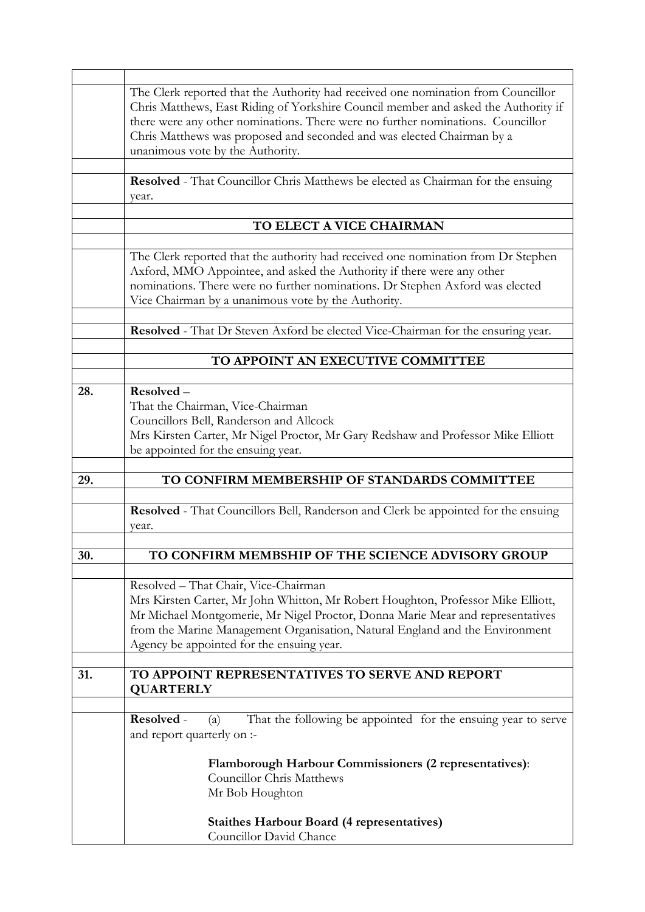The Clerk reported that the Authority had received one nomination from Councillor Chris Matthews, East Riding of Yorkshire Council member and asked the Authority if there were any other nominations. There were no further nominations. Councillor Chris Matthews was proposed and seconded and was elected Chairman by a unanimous vote by the Authority.

**Resolved** - That Councillor Chris Matthews be elected as Chairman for the ensuing year.

## TO ELECT A VICE CHAIRMAN

The Clerk reported that the authority had received one nomination from Dr Stephen Axford, MMO Appointee, and asked the Authority if there were any other nominations. There were no further nominations. Dr Stephen Axford was elected Vice Chairman by a unanimous vote by the Authority.

**Resolved** - That Dr Steven Axford be elected Vice-Chairman for the ensuring year.

## TO APPOINT AN EXECUTIVE COMMITTEE

**28.** **Resolved** –
That the Chairman, Vice-Chairman
Councillors Bell, Randerson and Allcock
Mrs Kirsten Carter, Mr Nigel Proctor, Mr Gary Redshaw and Professor Mike Elliott be appointed for the ensuing year.

## 29. TO CONFIRM MEMBERSHIP OF STANDARDS COMMITTEE

**Resolved** - That Councillors Bell, Randerson and Clerk be appointed for the ensuing year.

## 30. TO CONFIRM MEMBSHIP OF THE SCIENCE ADVISORY GROUP

Resolved – That Chair, Vice-Chairman
Mrs Kirsten Carter, Mr John Whitton, Mr Robert Houghton, Professor Mike Elliott, Mr Michael Montgomerie, Mr Nigel Proctor, Donna Marie Mear and representatives from the Marine Management Organisation, Natural England and the Environment Agency be appointed for the ensuing year.

## 31. TO APPOINT REPRESENTATIVES TO SERVE AND REPORT QUARTERLY

**Resolved** - (a) That the following be appointed for the ensuing year to serve and report quarterly on :-

**Flamborough Harbour Commissioners (2 representatives)**:
Councillor Chris Matthews
Mr Bob Houghton

**Staithes Harbour Board (4 representatives)**
Councillor David Chance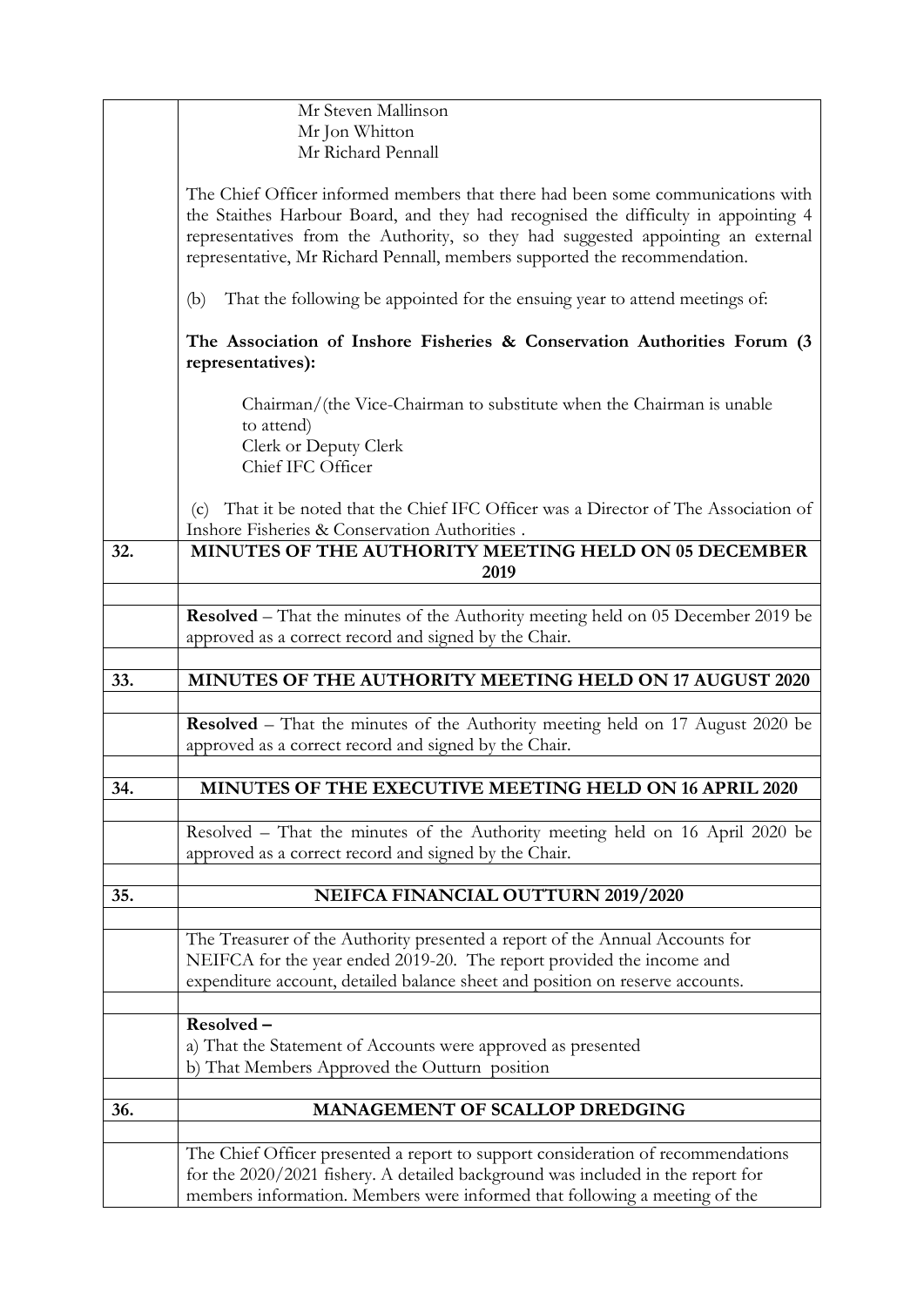| | |
|---|---|
| | Mr Steven Mallinson<br>Mr Jon Whitton<br>Mr Richard Pennall |
| | The Chief Officer informed members that there had been some communications with the Staithes Harbour Board, and they had recognised the difficulty in appointing 4 representatives from the Authority, so they had suggested appointing an external representative, Mr Richard Pennall, members supported the recommendation. |
| | (b) That the following be appointed for the ensuing year to attend meetings of: |
| | **The Association of Inshore Fisheries & Conservation Authorities Forum (3 representatives):** |
| | Chairman/(the Vice-Chairman to substitute when the Chairman is unable to attend)<br>Clerk or Deputy Clerk<br>Chief IFC Officer |
| | (c) That it be noted that the Chief IFC Officer was a Director of The Association of Inshore Fisheries & Conservation Authorities . |
| **32.** | **MINUTES OF THE AUTHORITY MEETING HELD ON 05 DECEMBER 2019** |
| | |
| | **Resolved** – That the minutes of the Authority meeting held on 05 December 2019 be approved as a correct record and signed by the Chair. |
| | |
| **33.** | **MINUTES OF THE AUTHORITY MEETING HELD ON 17 AUGUST 2020** |
| | |
| | **Resolved** – That the minutes of the Authority meeting held on 17 August 2020 be approved as a correct record and signed by the Chair. |
| | |
| **34.** | **MINUTES OF THE EXECUTIVE MEETING HELD ON 16 APRIL 2020** |
| | |
| | Resolved – That the minutes of the Authority meeting held on 16 April 2020 be approved as a correct record and signed by the Chair. |
| | |
| **35.** | **NEIFCA FINANCIAL OUTTURN 2019/2020** |
| | |
| | The Treasurer of the Authority presented a report of the Annual Accounts for NEIFCA for the year ended 2019-20. The report provided the income and expenditure account, detailed balance sheet and position on reserve accounts. |
| | |
| | **Resolved –**<br>a) That the Statement of Accounts were approved as presented<br>b) That Members Approved the Outturn position |
| | |
| **36.** | **MANAGEMENT OF SCALLOP DREDGING** |
| | |
| | The Chief Officer presented a report to support consideration of recommendations for the 2020/2021 fishery. A detailed background was included in the report for members information. Members were informed that following a meeting of the |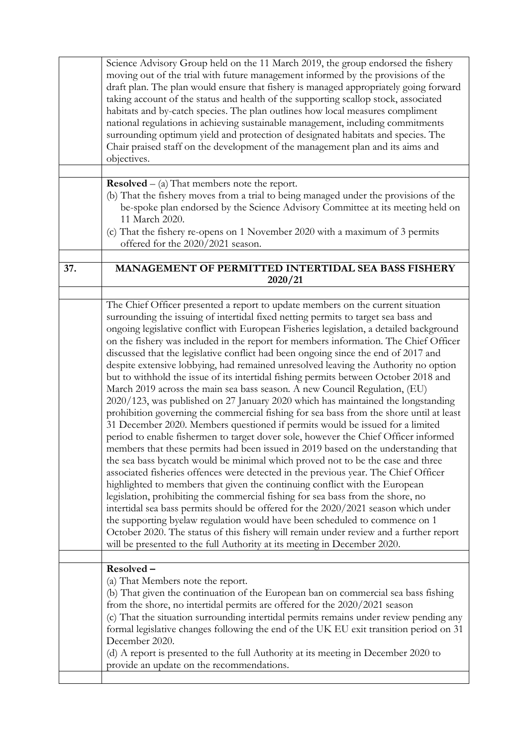Science Advisory Group held on the 11 March 2019, the group endorsed the fishery moving out of the trial with future management informed by the provisions of the draft plan. The plan would ensure that fishery is managed appropriately going forward taking account of the status and health of the supporting scallop stock, associated habitats and by-catch species. The plan outlines how local measures compliment national regulations in achieving sustainable management, including commitments surrounding optimum yield and protection of designated habitats and species. The Chair praised staff on the development of the management plan and its aims and objectives.

**Resolved** – (a) That members note the report.
(b) That the fishery moves from a trial to being managed under the provisions of the be-spoke plan endorsed by the Science Advisory Committee at its meeting held on 11 March 2020.
(c) That the fishery re-opens on 1 November 2020 with a maximum of 3 permits offered for the 2020/2021 season.

## 37. MANAGEMENT OF PERMITTED INTERTIDAL SEA BASS FISHERY 2020/21

The Chief Officer presented a report to update members on the current situation surrounding the issuing of intertidal fixed netting permits to target sea bass and ongoing legislative conflict with European Fisheries legislation, a detailed background on the fishery was included in the report for members information. The Chief Officer discussed that the legislative conflict had been ongoing since the end of 2017 and despite extensive lobbying, had remained unresolved leaving the Authority no option but to withhold the issue of its intertidal fishing permits between October 2018 and March 2019 across the main sea bass season. A new Council Regulation, (EU) 2020/123, was published on 27 January 2020 which has maintained the longstanding prohibition governing the commercial fishing for sea bass from the shore until at least 31 December 2020. Members questioned if permits would be issued for a limited period to enable fishermen to target dover sole, however the Chief Officer informed members that these permits had been issued in 2019 based on the understanding that the sea bass bycatch would be minimal which proved not to be the case and three associated fisheries offences were detected in the previous year. The Chief Officer highlighted to members that given the continuing conflict with the European legislation, prohibiting the commercial fishing for sea bass from the shore, no intertidal sea bass permits should be offered for the 2020/2021 season which under the supporting byelaw regulation would have been scheduled to commence on 1 October 2020. The status of this fishery will remain under review and a further report will be presented to the full Authority at its meeting in December 2020.

**Resolved –**
(a) That Members note the report.
(b) That given the continuation of the European ban on commercial sea bass fishing from the shore, no intertidal permits are offered for the 2020/2021 season
(c) That the situation surrounding intertidal permits remains under review pending any formal legislative changes following the end of the UK EU exit transition period on 31 December 2020.
(d) A report is presented to the full Authority at its meeting in December 2020 to provide an update on the recommendations.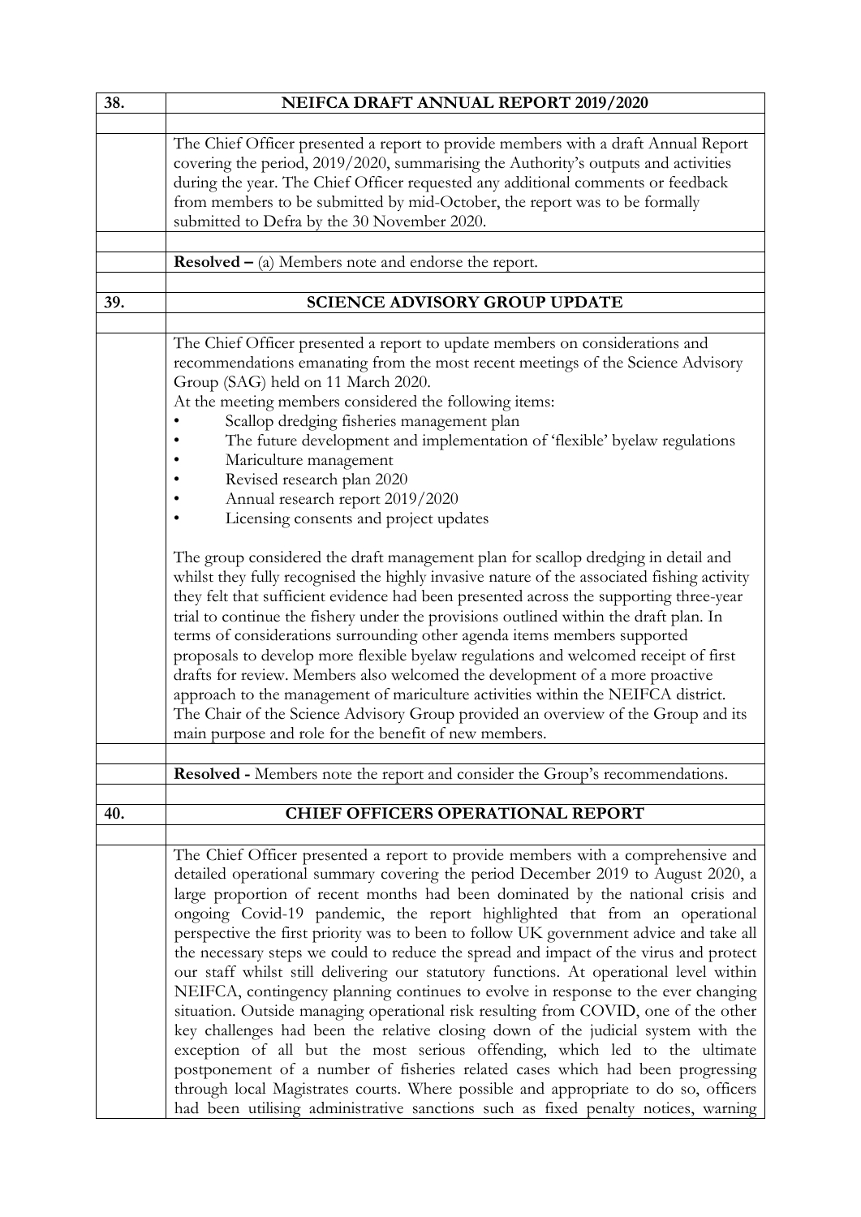| 38. | NEIFCA DRAFT ANNUAL REPORT 2019/2020 |
|---|---|
| | The Chief Officer presented a report to provide members with a draft Annual Report covering the period, 2019/2020, summarising the Authority's outputs and activities during the year. The Chief Officer requested any additional comments or feedback from members to be submitted by mid-October, the report was to be formally submitted to Defra by the 30 November 2020. |
| | **Resolved –** (a) Members note and endorse the report. |
| **39.** | **SCIENCE ADVISORY GROUP UPDATE** |
| | The Chief Officer presented a report to update members on considerations and recommendations emanating from the most recent meetings of the Science Advisory Group (SAG) held on 11 March 2020.<br>At the meeting members considered the following items:<br>• Scallop dredging fisheries management plan<br>• The future development and implementation of 'flexible' byelaw regulations<br>• Mariculture management<br>• Revised research plan 2020<br>• Annual research report 2019/2020<br>• Licensing consents and project updates<br><br>The group considered the draft management plan for scallop dredging in detail and whilst they fully recognised the highly invasive nature of the associated fishing activity they felt that sufficient evidence had been presented across the supporting three-year trial to continue the fishery under the provisions outlined within the draft plan. In terms of considerations surrounding other agenda items members supported proposals to develop more flexible byelaw regulations and welcomed receipt of first drafts for review. Members also welcomed the development of a more proactive approach to the management of mariculture activities within the NEIFCA district. The Chair of the Science Advisory Group provided an overview of the Group and its main purpose and role for the benefit of new members. |
| | **Resolved -** Members note the report and consider the Group's recommendations. |
| **40.** | **CHIEF OFFICERS OPERATIONAL REPORT** |
| | The Chief Officer presented a report to provide members with a comprehensive and detailed operational summary covering the period December 2019 to August 2020, a large proportion of recent months had been dominated by the national crisis and ongoing Covid-19 pandemic, the report highlighted that from an operational perspective the first priority was to been to follow UK government advice and take all the necessary steps we could to reduce the spread and impact of the virus and protect our staff whilst still delivering our statutory functions. At operational level within NEIFCA, contingency planning continues to evolve in response to the ever changing situation. Outside managing operational risk resulting from COVID, one of the other key challenges had been the relative closing down of the judicial system with the exception of all but the most serious offending, which led to the ultimate postponement of a number of fisheries related cases which had been progressing through local Magistrates courts. Where possible and appropriate to do so, officers had been utilising administrative sanctions such as fixed penalty notices, warning |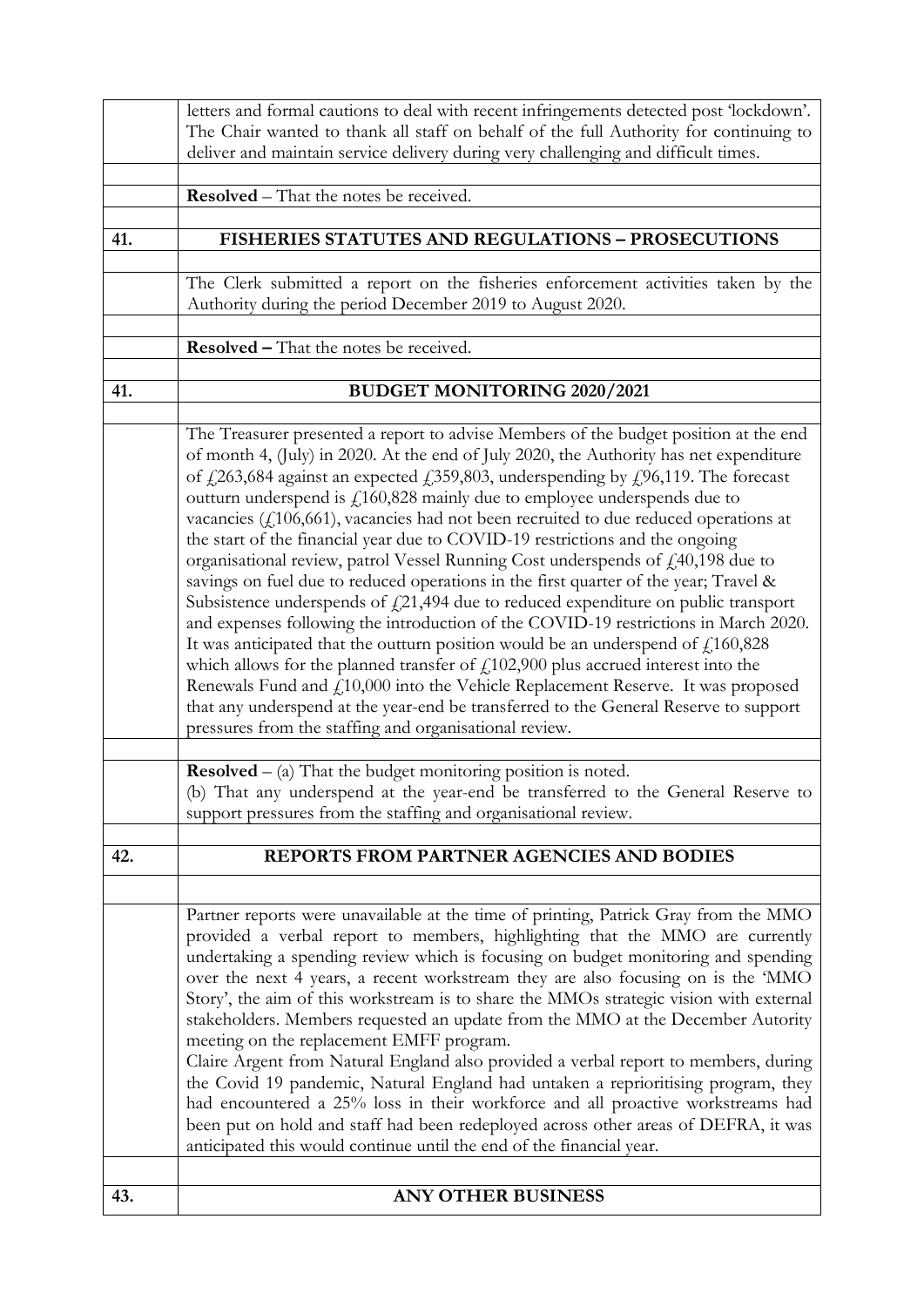| | |
|---|---|
| | letters and formal cautions to deal with recent infringements detected post 'lockdown'. The Chair wanted to thank all staff on behalf of the full Authority for continuing to deliver and maintain service delivery during very challenging and difficult times. |
| | |
| | **Resolved** – That the notes be received. |
| | |
| **41.** | **FISHERIES STATUTES AND REGULATIONS – PROSECUTIONS** |
| | |
| | The Clerk submitted a report on the fisheries enforcement activities taken by the Authority during the period December 2019 to August 2020. |
| | |
| | **Resolved –** That the notes be received. |
| | |
| **41.** | **BUDGET MONITORING 2020/2021** |
| | |
| | The Treasurer presented a report to advise Members of the budget position at the end of month 4, (July) in 2020. At the end of July 2020, the Authority has net expenditure of £263,684 against an expected £359,803, underspending by £96,119. The forecast outturn underspend is £160,828 mainly due to employee underspends due to vacancies (£106,661), vacancies had not been recruited to due reduced operations at the start of the financial year due to COVID-19 restrictions and the ongoing organisational review, patrol Vessel Running Cost underspends of £40,198 due to savings on fuel due to reduced operations in the first quarter of the year; Travel & Subsistence underspends of £21,494 due to reduced expenditure on public transport and expenses following the introduction of the COVID-19 restrictions in March 2020. It was anticipated that the outturn position would be an underspend of £160,828 which allows for the planned transfer of £102,900 plus accrued interest into the Renewals Fund and £10,000 into the Vehicle Replacement Reserve. It was proposed that any underspend at the year-end be transferred to the General Reserve to support pressures from the staffing and organisational review. |
| | |
| | **Resolved** – (a) That the budget monitoring position is noted.<br>(b) That any underspend at the year-end be transferred to the General Reserve to support pressures from the staffing and organisational review. |
| | |
| **42.** | **REPORTS FROM PARTNER AGENCIES AND BODIES** |
| | |
| | Partner reports were unavailable at the time of printing, Patrick Gray from the MMO provided a verbal report to members, highlighting that the MMO are currently undertaking a spending review which is focusing on budget monitoring and spending over the next 4 years, a recent workstream they are also focusing on is the 'MMO Story', the aim of this workstream is to share the MMOs strategic vision with external stakeholders. Members requested an update from the MMO at the December Autority meeting on the replacement EMFF program.<br>Claire Argent from Natural England also provided a verbal report to members, during the Covid 19 pandemic, Natural England had untaken a reprioritising program, they had encountered a 25% loss in their workforce and all proactive workstreams had been put on hold and staff had been redeployed across other areas of DEFRA, it was anticipated this would continue until the end of the financial year. |
| | |
| **43.** | **ANY OTHER BUSINESS** |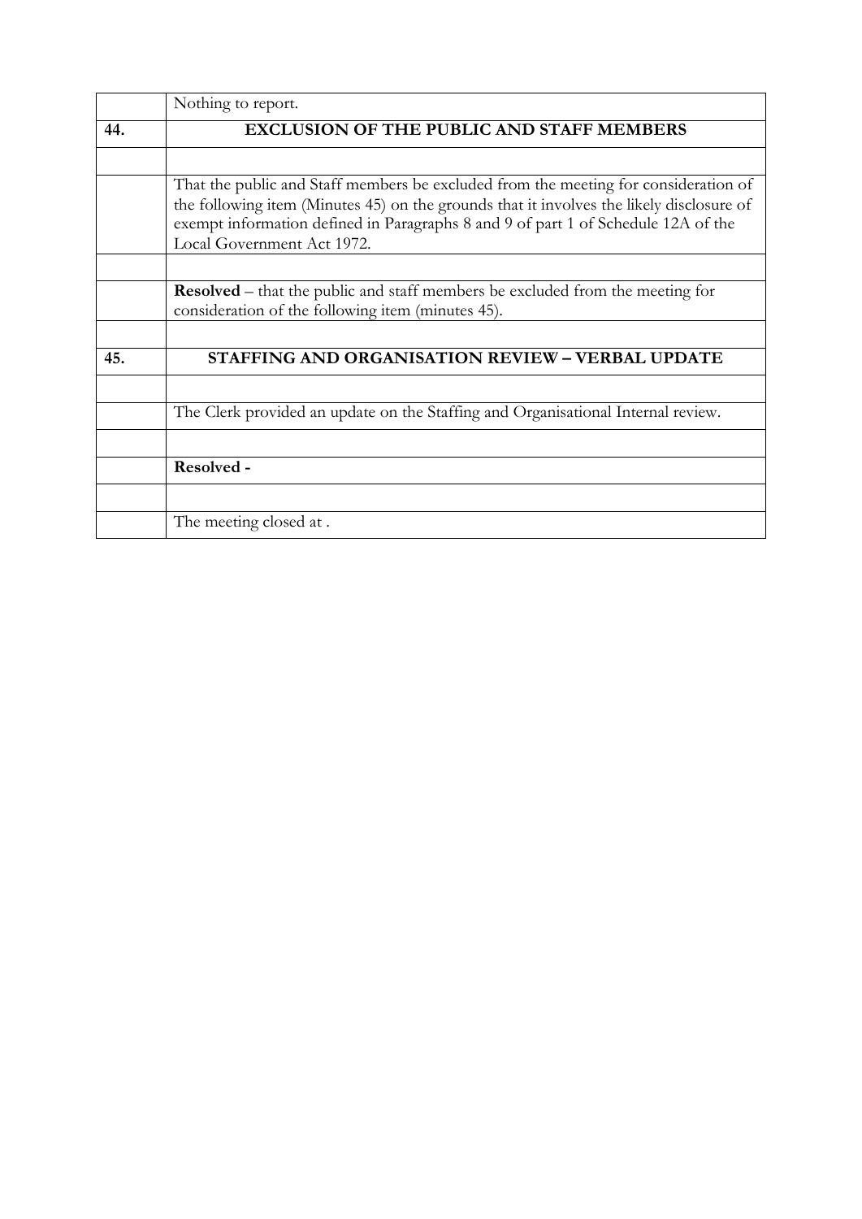| | |
|---|---|
| | Nothing to report. |
| **44.** | **EXCLUSION OF THE PUBLIC AND STAFF MEMBERS** |
| | |
| | That the public and Staff members be excluded from the meeting for consideration of the following item (Minutes 45) on the grounds that it involves the likely disclosure of exempt information defined in Paragraphs 8 and 9 of part 1 of Schedule 12A of the Local Government Act 1972. |
| | |
| | **Resolved** – that the public and staff members be excluded from the meeting for consideration of the following item (minutes 45). |
| | |
| **45.** | **STAFFING AND ORGANISATION REVIEW – VERBAL UPDATE** |
| | |
| | The Clerk provided an update on the Staffing and Organisational Internal review. |
| | |
| | **Resolved -** |
| | |
| | The meeting closed at . |